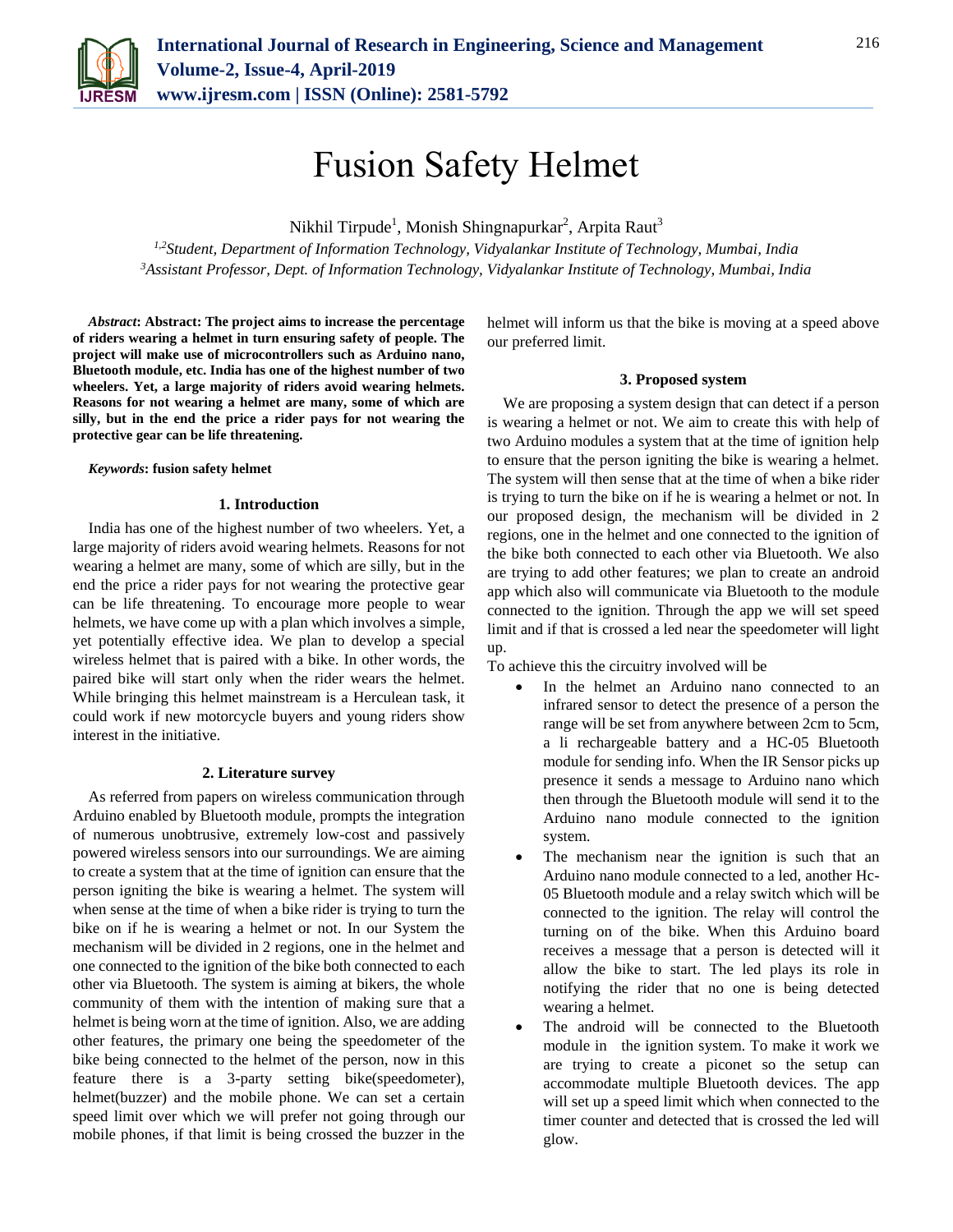# Fusion Safety Helmet

Nikhil Tirpude[1], Monish Shingnapurkar[2], Arpita Raut[3]

[1,2]*Student, Department of Information Technology, Vidyalankar Institute of Technology, Mumbai, India*
[3]*Assistant Professor, Dept. of Information Technology, Vidyalankar Institute of Technology, Mumbai, India*

***Abstract*: Abstract: The project aims to increase the percentage of riders wearing a helmet in turn ensuring safety of people. The project will make use of microcontrollers such as Arduino nano, Bluetooth module, etc. India has one of the highest number of two wheelers. Yet, a large majority of riders avoid wearing helmets. Reasons for not wearing a helmet are many, some of which are silly, but in the end the price a rider pays for not wearing the protective gear can be life threatening.**

***Keywords*: fusion safety helmet**

## 1. Introduction

India has one of the highest number of two wheelers. Yet, a large majority of riders avoid wearing helmets. Reasons for not wearing a helmet are many, some of which are silly, but in the end the price a rider pays for not wearing the protective gear can be life threatening. To encourage more people to wear helmets, we have come up with a plan which involves a simple, yet potentially effective idea. We plan to develop a special wireless helmet that is paired with a bike. In other words, the paired bike will start only when the rider wears the helmet. While bringing this helmet mainstream is a Herculean task, it could work if new motorcycle buyers and young riders show interest in the initiative.

## 2. Literature survey

As referred from papers on wireless communication through Arduino enabled by Bluetooth module, prompts the integration of numerous unobtrusive, extremely low-cost and passively powered wireless sensors into our surroundings. We are aiming to create a system that at the time of ignition can ensure that the person igniting the bike is wearing a helmet. The system will when sense at the time of when a bike rider is trying to turn the bike on if he is wearing a helmet or not. In our System the mechanism will be divided in 2 regions, one in the helmet and one connected to the ignition of the bike both connected to each other via Bluetooth. The system is aiming at bikers, the whole community of them with the intention of making sure that a helmet is being worn at the time of ignition. Also, we are adding other features, the primary one being the speedometer of the bike being connected to the helmet of the person, now in this feature there is a 3-party setting bike(speedometer), helmet(buzzer) and the mobile phone. We can set a certain speed limit over which we will prefer not going through our mobile phones, if that limit is being crossed the buzzer in the helmet will inform us that the bike is moving at a speed above our preferred limit.

## 3. Proposed system

We are proposing a system design that can detect if a person is wearing a helmet or not. We aim to create this with help of two Arduino modules a system that at the time of ignition help to ensure that the person igniting the bike is wearing a helmet. The system will then sense that at the time of when a bike rider is trying to turn the bike on if he is wearing a helmet or not. In our proposed design, the mechanism will be divided in 2 regions, one in the helmet and one connected to the ignition of the bike both connected to each other via Bluetooth. We also are trying to add other features; we plan to create an android app which also will communicate via Bluetooth to the module connected to the ignition. Through the app we will set speed limit and if that is crossed a led near the speedometer will light up.

To achieve this the circuitry involved will be

- In the helmet an Arduino nano connected to an infrared sensor to detect the presence of a person the range will be set from anywhere between 2cm to 5cm, a li rechargeable battery and a HC-05 Bluetooth module for sending info. When the IR Sensor picks up presence it sends a message to Arduino nano which then through the Bluetooth module will send it to the Arduino nano module connected to the ignition system.
- The mechanism near the ignition is such that an Arduino nano module connected to a led, another Hc-05 Bluetooth module and a relay switch which will be connected to the ignition. The relay will control the turning on of the bike. When this Arduino board receives a message that a person is detected will it allow the bike to start. The led plays its role in notifying the rider that no one is being detected wearing a helmet.
- The android will be connected to the Bluetooth module in the ignition system. To make it work we are trying to create a piconet so the setup can accommodate multiple Bluetooth devices. The app will set up a speed limit which when connected to the timer counter and detected that is crossed the led will glow.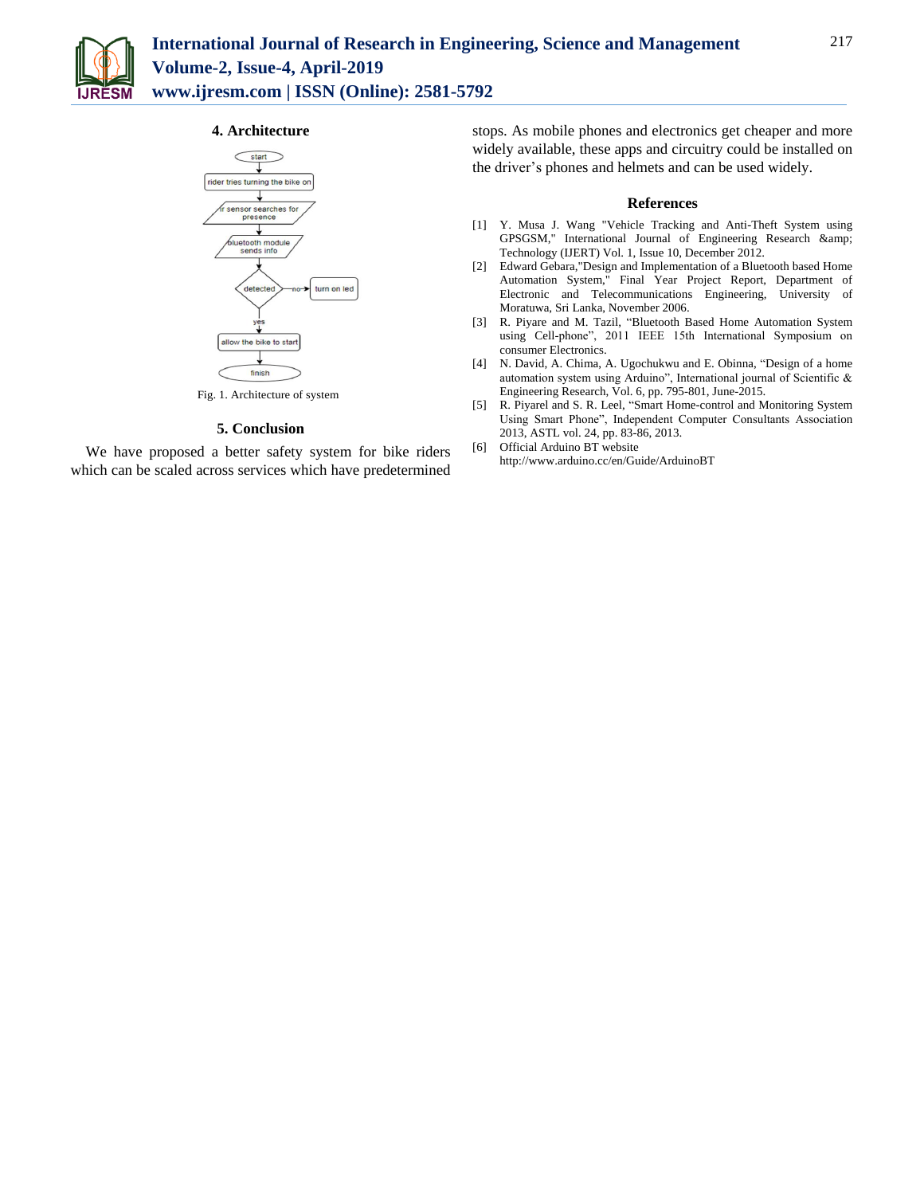## 4. Architecture

start

rider tries turning the bike on

ir sensor searches for presence

bluetooth module sends info

detected

no

turn on led

yes

allow the bike to start

finish

Fig. 1. Architecture of system

## 5. Conclusion

We have proposed a better safety system for bike riders which can be scaled across services which have predetermined stops. As mobile phones and electronics get cheaper and more widely available, these apps and circuitry could be installed on the driver's phones and helmets and can be used widely.

## References

[1] Y. Musa J. Wang "Vehicle Tracking and Anti-Theft System using GPSGSM," International Journal of Engineering Research &amp; Technology (IJERT) Vol. 1, Issue 10, December 2012.

[2] Edward Gebara,"Design and Implementation of a Bluetooth based Home Automation System," Final Year Project Report, Department of Electronic and Telecommunications Engineering, University of Moratuwa, Sri Lanka, November 2006.

[3] R. Piyare and M. Tazil, "Bluetooth Based Home Automation System using Cell-phone", 2011 IEEE 15th International Symposium on consumer Electronics.

[4] N. David, A. Chima, A. Ugochukwu and E. Obinna, "Design of a home automation system using Arduino", International journal of Scientific & Engineering Research, Vol. 6, pp. 795-801, June-2015.

[5] R. Piyarel and S. R. Leel, "Smart Home-control and Monitoring System Using Smart Phone", Independent Computer Consultants Association 2013, ASTL vol. 24, pp. 83-86, 2013.

[6] Official Arduino BT website http://www.arduino.cc/en/Guide/ArduinoBT